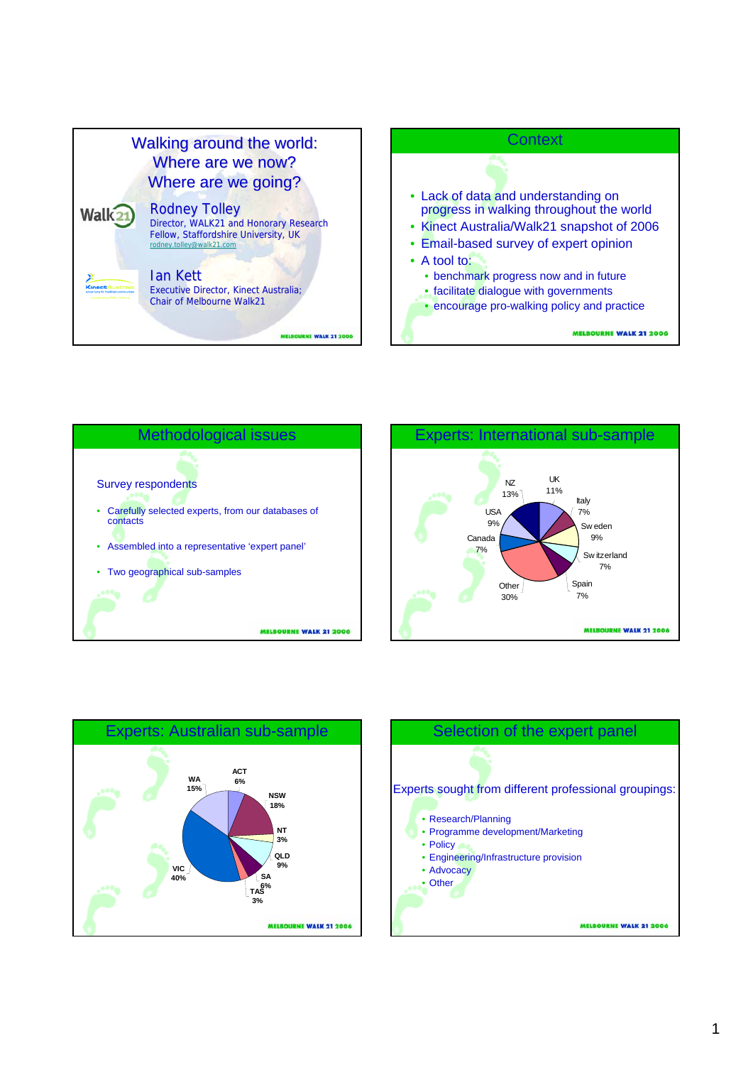# Walking around the world: Where are we now? Where are we going?

**Rodney Tolley**
Director, WALK21 and Honorary Research Fellow, Staffordshire University, UK
rodney.tolley@walk21.com

**Ian Kett**
Executive Director, Kinect Australia; Chair of Melbourne Walk21

MELBOURNE WALK 21 2006

## Context

- Lack of data and understanding on progress in walking throughout the world
- Kinect Australia/Walk21 snapshot of 2006
- Email-based survey of expert opinion
- A tool to:
  - benchmark progress now and in future
  - facilitate dialogue with governments
  - encourage pro-walking policy and practice

MELBOURNE WALK 21 2006

## Methodological issues

Survey respondents

- Carefully selected experts, from our databases of contacts
- Assembled into a representative 'expert panel'
- Two geographical sub-samples

MELBOURNE WALK 21 2006

## Experts: International sub-sample

| Country | Share |
|---|---|
| UK | 11% |
| Italy | 7% |
| Sweden | 9% |
| Switzerland | 7% |
| Spain | 7% |
| Other | 30% |
| Canada | 7% |
| USA | 9% |
| NZ | 13% |

MELBOURNE WALK 21 2006

## Experts: Australian sub-sample

| State/Territory | Share |
|---|---|
| ACT | 6% |
| NSW | 18% |
| NT | 3% |
| QLD | 9% |
| SA | 6% |
| TAS | 3% |
| VIC | 40% |
| WA | 15% |

MELBOURNE WALK 21 2006

## Selection of the expert panel

Experts sought from different professional groupings:

- Research/Planning
- Programme development/Marketing
- Policy
- Engineering/Infrastructure provision
- Advocacy
- Other

MELBOURNE WALK 21 2006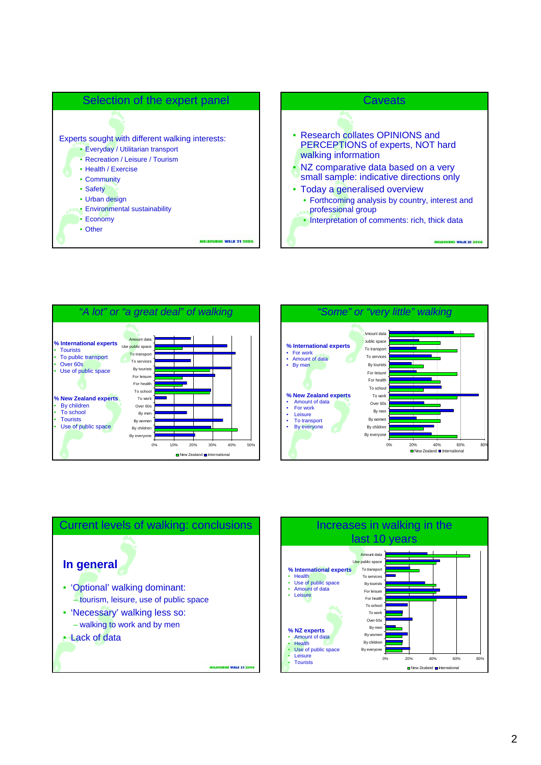## Selection of the expert panel

Experts sought with different walking interests:

- Everyday / Utilitarian transport
- Recreation / Leisure / Tourism
- Health / Exercise
- Community
- Safety
- Urban design
- Environmental sustainability
- Economy
- Other

## Caveats

- Research collates OPINIONS and PERCEPTIONS of experts, NOT hard walking information
- NZ comparative data based on a very small sample: indicative directions only
- Today a generalised overview
  - Forthcoming analysis by country, interest and professional group
  - Interpretation of comments: rich, thick data

## *"A lot" or "a great deal" of walking*

**% International experts**

- Tourists
- To public transport
- Over 60s
- Use of public space

**% New Zealand experts**

- By children
- To school
- Tourists
- Use of public space

Chart categories: Amount data, Use public space, To transport, To services, By tourists, For leisure, For health, To school, To work, Over 60s, By men, By women, By children, By everyone. Axis: 0%–50%. Legend: New Zealand, International.

## *"Some" or "very little" walking*

**% International experts**

- For work
- Amount of data
- By men

**% New Zealand experts**

- Amount of data
- For work
- Leisure
- To transport
- By everyone

Chart categories: Amount data, Use public space, To transport, To services, By tourists, For leisure, For health, To school, To work, Over 60s, By men, By women, By children, By everyone. Axis: 0%–80%. Legend: New Zealand, International.

## Current levels of walking: conclusions

**In general**

- 'Optional' walking dominant:
  - tourism, leisure, use of public space
- 'Necessary' walking less so:
  - walking to work and by men
- Lack of data

## Increases in walking in the last 10 years

**% International experts**

- Health
- Use of public space
- Amount of data
- Leisure

**% NZ experts**

- Amount of data
- Health
- Use of public space
- Leisure
- Tourists

Chart categories: Amount data, Use public space, To transport, To services, By tourists, For leisure, For health, To school, To work, Over 60s, By men, By women, By children, By everyone. Axis: 0%–80%. Legend: New Zealand, International.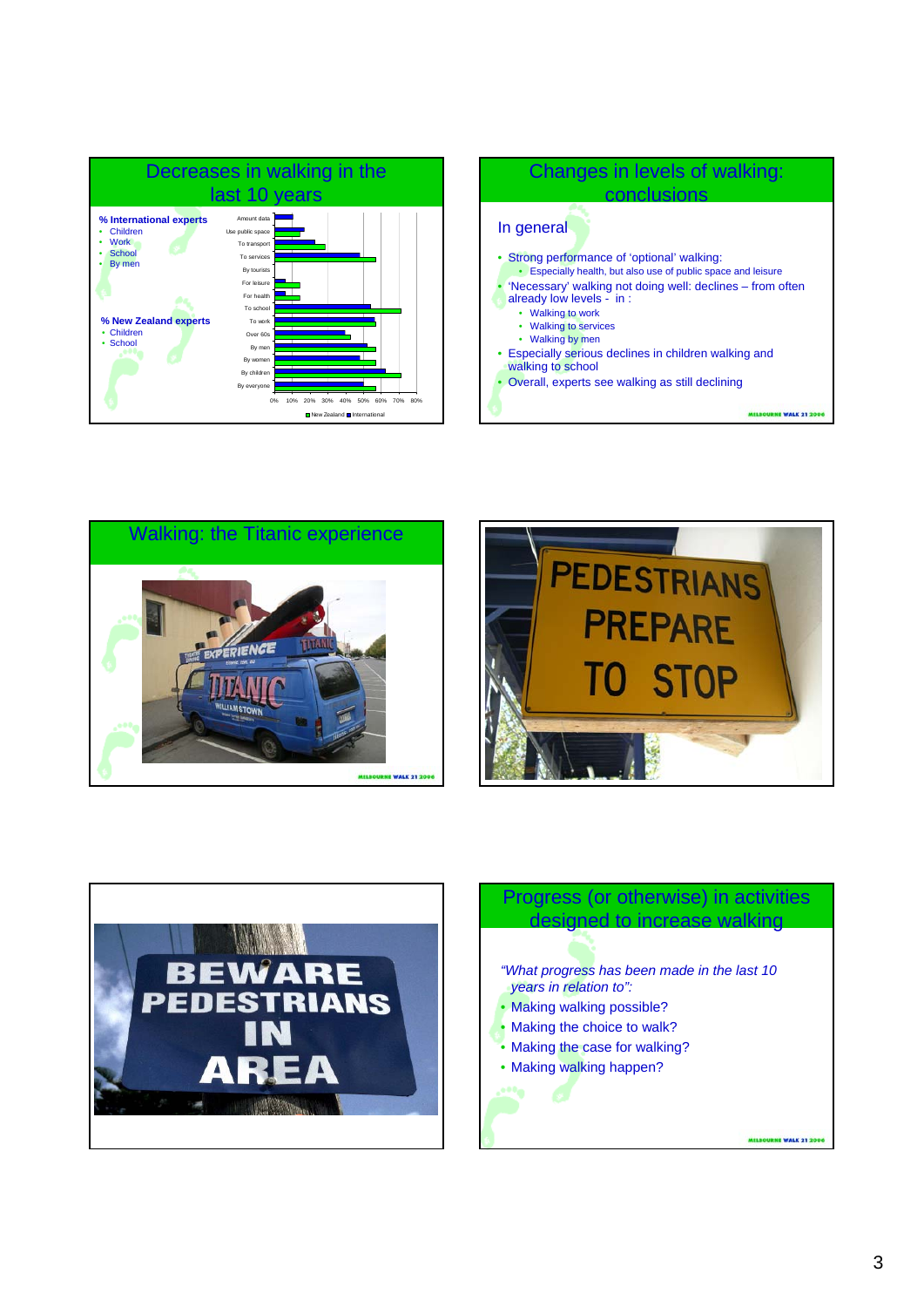## Decreases in walking in the last 10 years

**% International experts**

- Children
- Work
- School
- By men

**% New Zealand experts**

- Children
- School

Amount data
Use public space
To transport
To services
By tourists
For leisure
For health
To school
To work
Over 60s
By men
By women
By children
By everyone

0% 10% 20% 30% 40% 50% 60% 70% 80%

New Zealand ■ International

## Changes in levels of walking: conclusions

In general

- Strong performance of 'optional' walking:
  - Especially health, but also use of public space and leisure
- 'Necessary' walking not doing well: declines – from often already low levels - in :
  - Walking to work
  - Walking to services
  - Walking by men
- Especially serious declines in children walking and walking to school
- Overall, experts see walking as still declining

MELBOURNE WALK 21 2006

## Walking: the Titanic experience

MELBOURNE WALK 21 2006

PEDESTRIANS PREPARE TO STOP

BEWARE PEDESTRIANS IN AREA

## Progress (or otherwise) in activities designed to increase walking

*"What progress has been made in the last 10 years in relation to":*

- Making walking possible?
- Making the choice to walk?
- Making the case for walking?
- Making walking happen?

MELBOURNE WALK 21 2006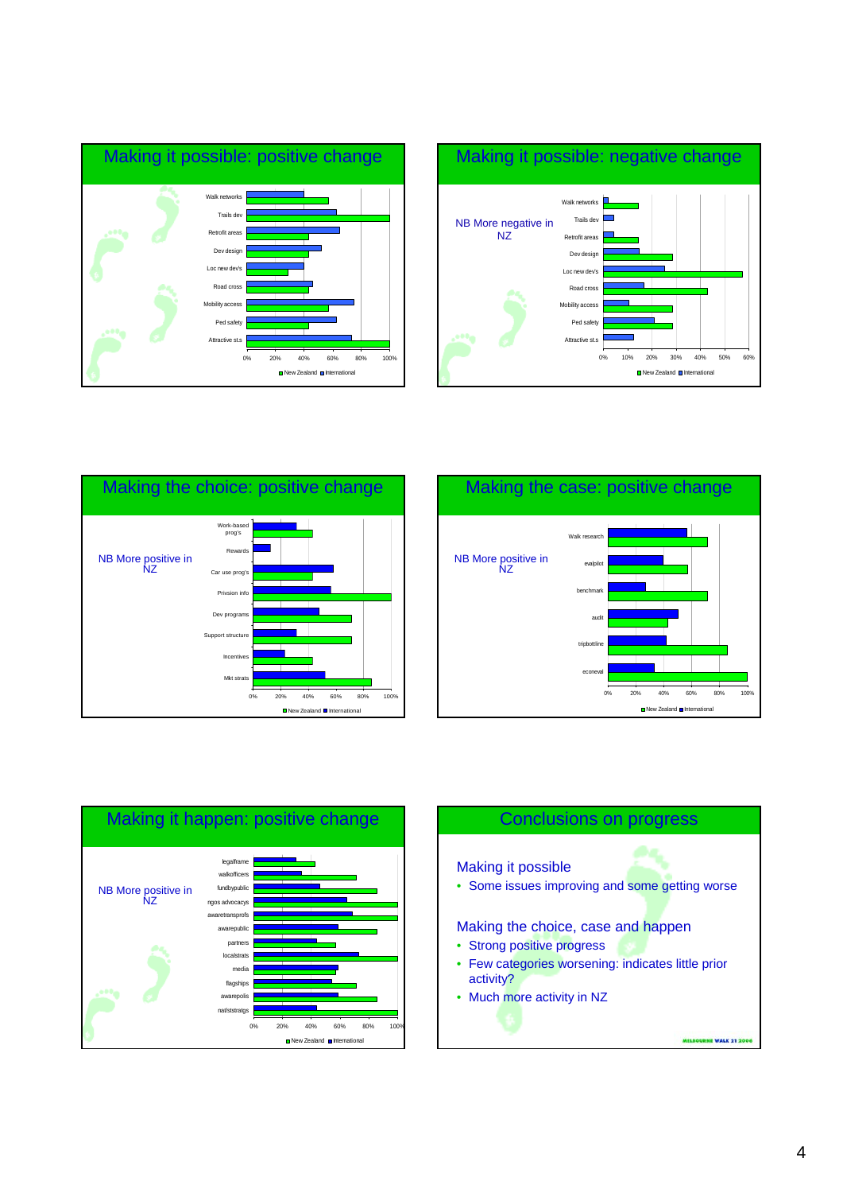## Making it possible: positive change

Walk networks
Trails dev
Retrofit areas
Dev design
Loc new dev's
Road cross
Mobility access
Ped safety
Attractive st.s

0% 20% 40% 60% 80% 100%

New Zealand International

## Making it possible: negative change

NB More negative in NZ

Walk networks
Trails dev
Retrofit areas
Dev design
Loc new dev's
Road cross
Mobility access
Ped safety
Attractive st.s

0% 10% 20% 30% 40% 50% 60%

New Zealand International

## Making the choice: positive change

NB More positive in NZ

Work-based prog's
Rewards
Car use prog's
Privsion info
Dev programs
Support structure
Incentives
Mkt strats

0% 20% 40% 60% 80% 100%

New Zealand International

## Making the case: positive change

NB More positive in NZ

Walk research
evalpilot
benchmark
audit
tripbottline
econeval

0% 20% 40% 60% 80% 100%

New Zealand International

## Making it happen: positive change

NB More positive in NZ

legalframe
walkofficers
fundbypublic
ngos advocacys
awaretransprofs
awarepublic
partners
localstrats
media
flagships
awarepolis
natlststratgs

0% 20% 40% 60% 80% 100%

New Zealand International

## Conclusions on progress

Making it possible

- Some issues improving and some getting worse

Making the choice, case and happen

- Strong positive progress
- Few categories worsening: indicates little prior activity?
- Much more activity in NZ

MELBOURNE WALK 21 2006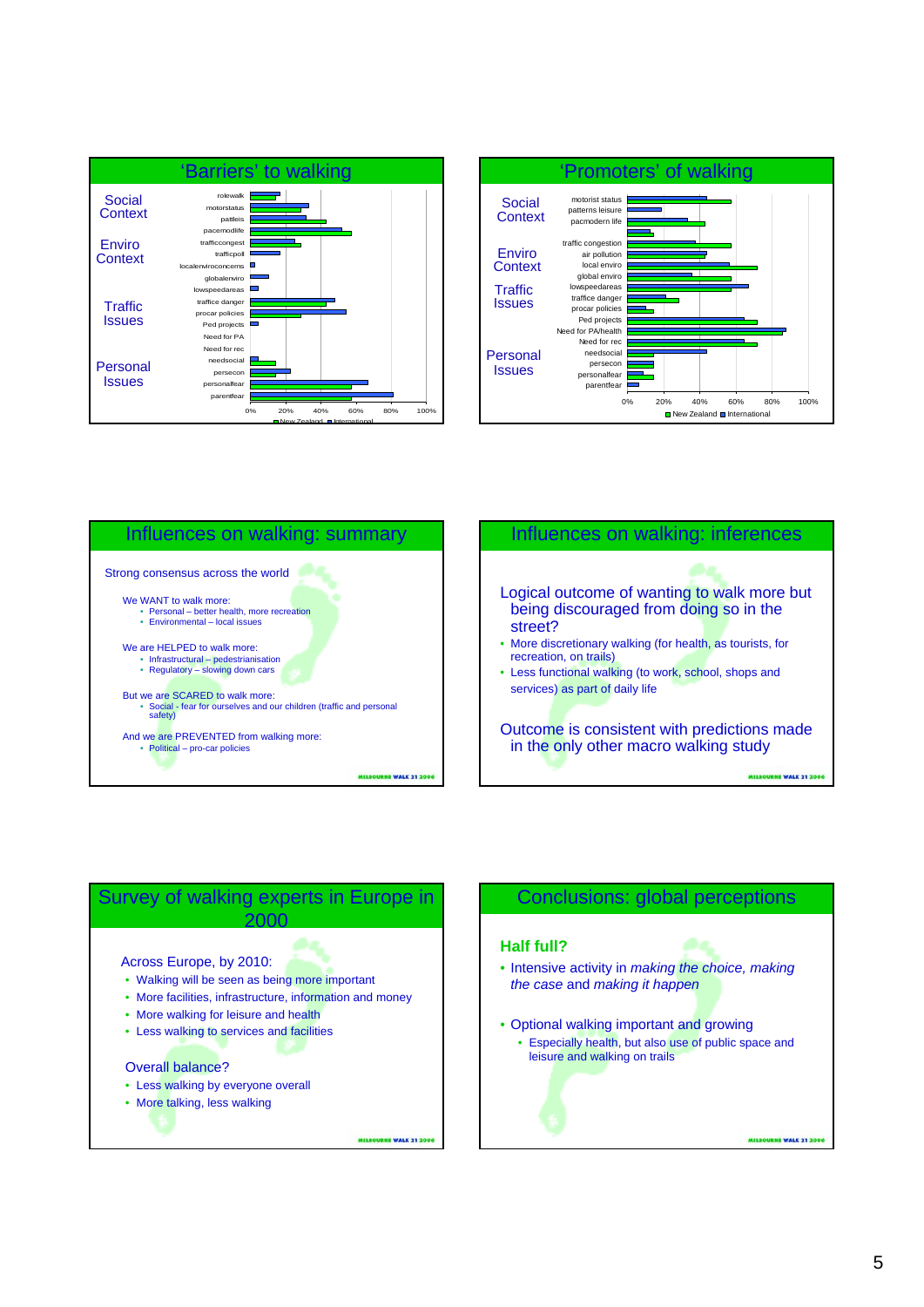## 'Barriers' to walking

**Social Context** — rolewalk, motorstatus, pattleis, pacemodlife

**Enviro Context** — trafficcongest, trafficpoll, localenviroconcerns, globalenviro

**Traffic Issues** — lowspeedareas, traffice danger, procar policies, Ped projects

**Personal Issues** — Need for PA, Need for rec, needsocial, persecon, personalfear, parentfear

0% 20% 40% 60% 80% 100%

New Zealand ■ International

## 'Promoters' of walking

**Social Context** — motorist status, patterns leisure, pacmodern life

**Enviro Context** — traffic congestion, air pollution, local enviro, global enviro

**Traffic Issues** — lowspeedareas, traffice danger, procar policies, Ped projects

**Personal Issues** — Need for PA/health, Need for rec, needsocial, persecon, personalfear, parentfear

0% 20% 40% 60% 80% 100%

New Zealand ■ International

## Influences on walking: summary

Strong consensus across the world

We WANT to walk more:
- Personal – better health, more recreation
- Environmental – local issues

We are HELPED to walk more:
- Infrastructural – pedestrianisation
- Regulatory – slowing down cars

But we are SCARED to walk more:
- Social - fear for ourselves and our children (traffic and personal safety)

And we are PREVENTED from walking more:
- Political – pro-car policies

MELBOURNE WALK 21 2006

## Influences on walking: inferences

Logical outcome of wanting to walk more but being discouraged from doing so in the street?
- More discretionary walking (for health, as tourists, for recreation, on trails)
- Less functional walking (to work, school, shops and services) as part of daily life

Outcome is consistent with predictions made in the only other macro walking study

MELBOURNE WALK 21 2006

## Survey of walking experts in Europe in 2000

Across Europe, by 2010:
- Walking will be seen as being more important
- More facilities, infrastructure, information and money
- More walking for leisure and health
- Less walking to services and facilities

Overall balance?
- Less walking by everyone overall
- More talking, less walking

MELBOURNE WALK 21 2006

## Conclusions: global perceptions

**Half full?**
- Intensive activity in *making the choice, making the case* and *making it happen*

- Optional walking important and growing
  - Especially health, but also use of public space and leisure and walking on trails

MELBOURNE WALK 21 2006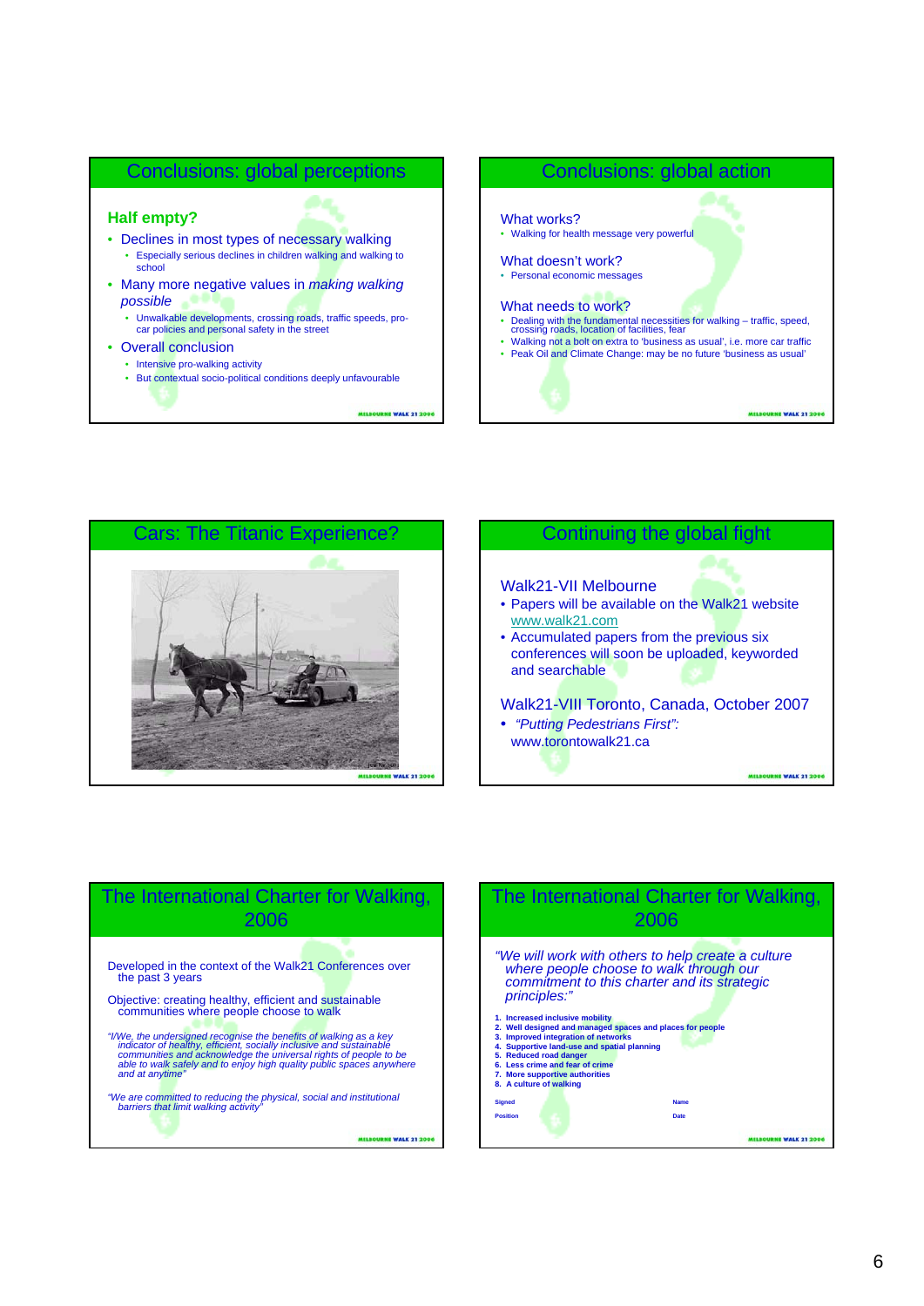## Conclusions: global perceptions

**Half empty?**

- Declines in most types of necessary walking
  - Especially serious declines in children walking and walking to school
- Many more negative values in *making walking possible*
  - Unwalkable developments, crossing roads, traffic speeds, pro-car policies and personal safety in the street
- Overall conclusion
  - Intensive pro-walking activity
  - But contextual socio-political conditions deeply unfavourable

## Conclusions: global action

What works?

- Walking for health message very powerful

What doesn't work?

- Personal economic messages

What needs to work?

- Dealing with the fundamental necessities for walking – traffic, speed, crossing roads, location of facilities, fear
- Walking not a bolt on extra to 'business as usual', i.e. more car traffic
- Peak Oil and Climate Change: may be no future 'business as usual'

## Cars: The Titanic Experience?

## Continuing the global fight

Walk21-VII Melbourne

- Papers will be available on the Walk21 website www.walk21.com
- Accumulated papers from the previous six conferences will soon be uploaded, keyworded and searchable

Walk21-VIII Toronto, Canada, October 2007

- *"Putting Pedestrians First":* www.torontowalk21.ca

## The International Charter for Walking, 2006

Developed in the context of the Walk21 Conferences over the past 3 years

Objective: creating healthy, efficient and sustainable communities where people choose to walk

*"I/We, the undersigned recognise the benefits of walking as a key indicator of healthy, efficient, socially inclusive and sustainable communities and acknowledge the universal rights of people to be able to walk safely and to enjoy high quality public spaces anywhere and at anytime"*

*"We are committed to reducing the physical, social and institutional barriers that limit walking activity"*

## The International Charter for Walking, 2006

*"We will work with others to help create a culture where people choose to walk through our commitment to this charter and its strategic principles:"*

1. **Increased inclusive mobility**
2. **Well designed and managed spaces and places for people**
3. **Improved integration of networks**
4. **Supportive land-use and spatial planning**
5. **Reduced road danger**
6. **Less crime and fear of crime**
7. **More supportive authorities**
8. **A culture of walking**

Signed | Name

Position | Date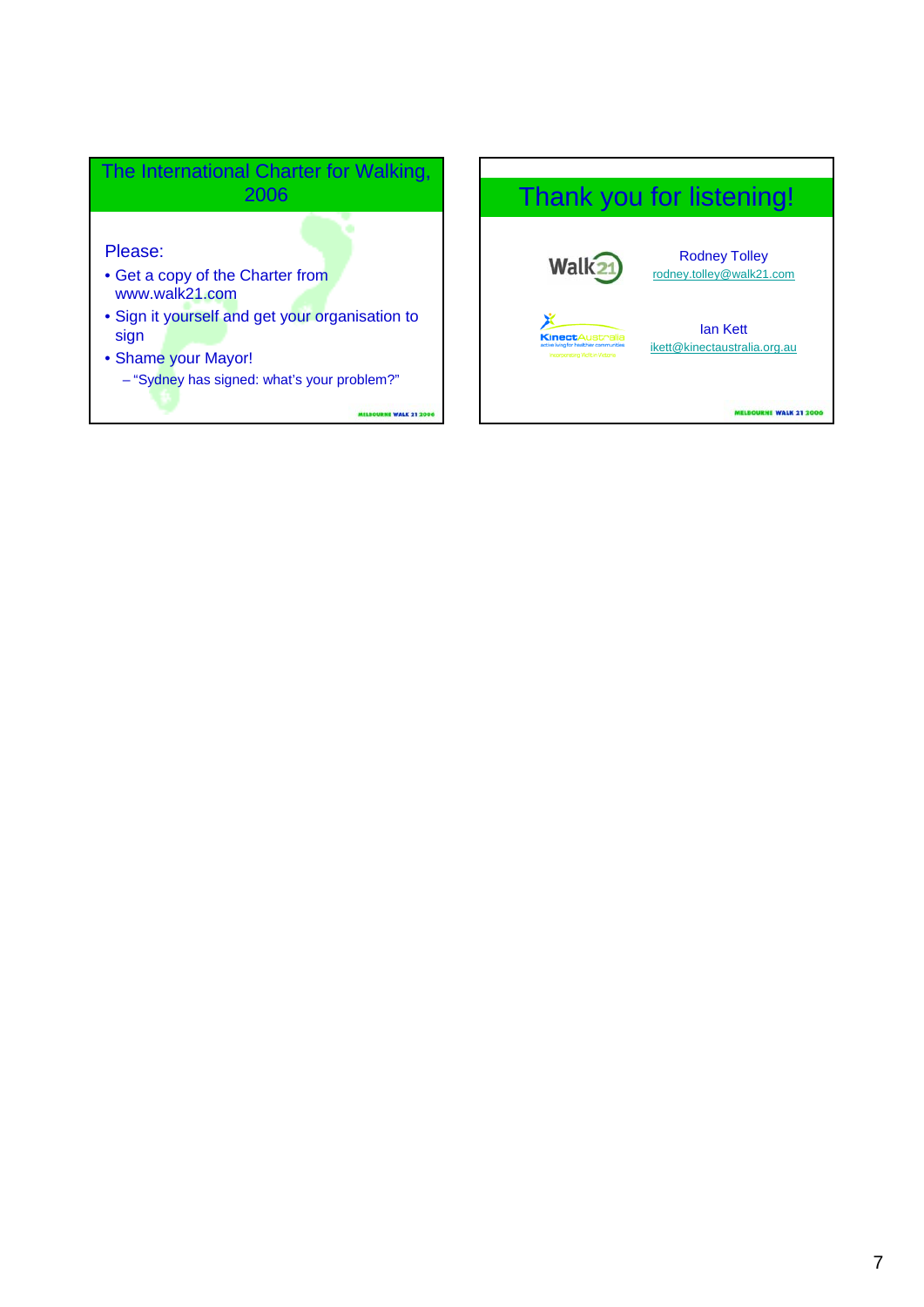## The International Charter for Walking, 2006

Please:

- Get a copy of the Charter from www.walk21.com
- Sign it yourself and get your organisation to sign
- Shame your Mayor!
  - "Sydney has signed: what's your problem?"

MELBOURNE WALK 21 2006

## Thank you for listening!

Walk21

Rodney Tolley
rodney.tolley@walk21.com

KinectAustralia
active living for healthier communities

Ian Kett
ikett@kinectaustralia.org.au

MELBOURNE WALK 21 2006